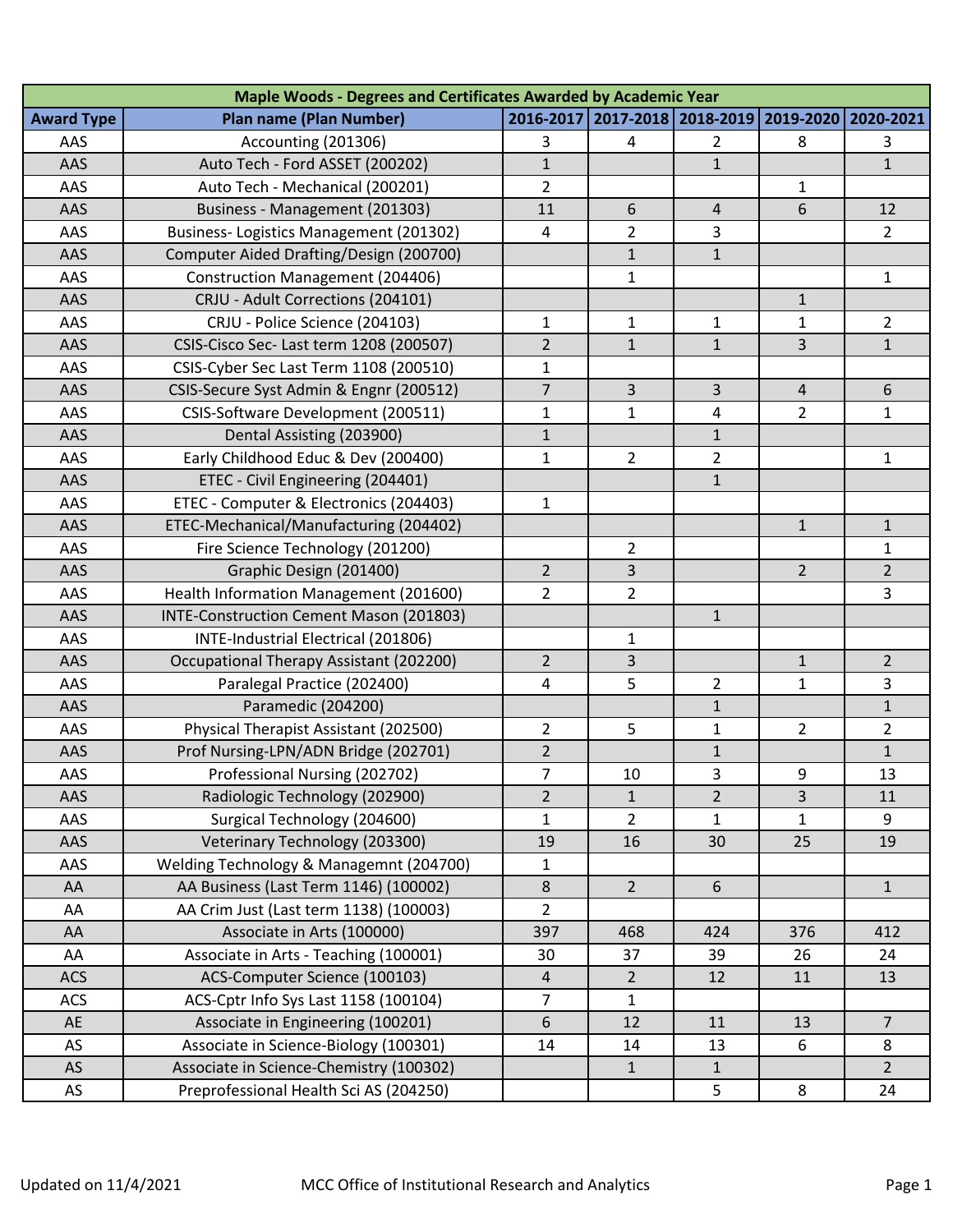| Maple Woods - Degrees and Certificates Awarded by Academic Year | | | | | | |
|---|---|---|---|---|---|---|
| **Award Type** | **Plan name (Plan Number)** | **2016-2017** | **2017-2018** | **2018-2019** | **2019-2020** | **2020-2021** |
| AAS | Accounting (201306) | 3 | 4 | 2 | 8 | 3 |
| AAS | Auto Tech - Ford ASSET (200202) | 1 | | 1 | | 1 |
| AAS | Auto Tech - Mechanical (200201) | 2 | | | 1 | |
| AAS | Business - Management (201303) | 11 | 6 | 4 | 6 | 12 |
| AAS | Business- Logistics Management (201302) | 4 | 2 | 3 | | 2 |
| AAS | Computer Aided Drafting/Design (200700) | | 1 | 1 | | |
| AAS | Construction Management (204406) | | 1 | | | 1 |
| AAS | CRJU - Adult Corrections (204101) | | | | 1 | |
| AAS | CRJU - Police Science (204103) | 1 | 1 | 1 | 1 | 2 |
| AAS | CSIS-Cisco Sec- Last term 1208 (200507) | 2 | 1 | 1 | 3 | 1 |
| AAS | CSIS-Cyber Sec Last Term 1108 (200510) | 1 | | | | |
| AAS | CSIS-Secure Syst Admin & Engnr (200512) | 7 | 3 | 3 | 4 | 6 |
| AAS | CSIS-Software Development (200511) | 1 | 1 | 4 | 2 | 1 |
| AAS | Dental Assisting (203900) | 1 | | 1 | | |
| AAS | Early Childhood Educ & Dev (200400) | 1 | 2 | 2 | | 1 |
| AAS | ETEC - Civil Engineering (204401) | | | 1 | | |
| AAS | ETEC - Computer & Electronics (204403) | 1 | | | | |
| AAS | ETEC-Mechanical/Manufacturing (204402) | | | | 1 | 1 |
| AAS | Fire Science Technology (201200) | | 2 | | | 1 |
| AAS | Graphic Design (201400) | 2 | 3 | | 2 | 2 |
| AAS | Health Information Management (201600) | 2 | 2 | | | 3 |
| AAS | INTE-Construction Cement Mason (201803) | | | 1 | | |
| AAS | INTE-Industrial Electrical (201806) | | 1 | | | |
| AAS | Occupational Therapy Assistant (202200) | 2 | 3 | | 1 | 2 |
| AAS | Paralegal Practice (202400) | 4 | 5 | 2 | 1 | 3 |
| AAS | Paramedic (204200) | | | 1 | | 1 |
| AAS | Physical Therapist Assistant (202500) | 2 | 5 | 1 | 2 | 2 |
| AAS | Prof Nursing-LPN/ADN Bridge (202701) | 2 | | 1 | | 1 |
| AAS | Professional Nursing (202702) | 7 | 10 | 3 | 9 | 13 |
| AAS | Radiologic Technology (202900) | 2 | 1 | 2 | 3 | 11 |
| AAS | Surgical Technology (204600) | 1 | 2 | 1 | 1 | 9 |
| AAS | Veterinary Technology (203300) | 19 | 16 | 30 | 25 | 19 |
| AAS | Welding Technology & Managemnt (204700) | 1 | | | | |
| AA | AA Business (Last Term 1146) (100002) | 8 | 2 | 6 | | 1 |
| AA | AA Crim Just (Last term 1138) (100003) | 2 | | | | |
| AA | Associate in Arts (100000) | 397 | 468 | 424 | 376 | 412 |
| AA | Associate in Arts - Teaching (100001) | 30 | 37 | 39 | 26 | 24 |
| ACS | ACS-Computer Science (100103) | 4 | 2 | 12 | 11 | 13 |
| ACS | ACS-Cptr Info Sys Last 1158 (100104) | 7 | 1 | | | |
| AE | Associate in Engineering (100201) | 6 | 12 | 11 | 13 | 7 |
| AS | Associate in Science-Biology (100301) | 14 | 14 | 13 | 6 | 8 |
| AS | Associate in Science-Chemistry (100302) | | 1 | 1 | | 2 |
| AS | Preprofessional Health Sci AS (204250) | | | 5 | 8 | 24 |

Updated on 11/4/2021 MCC Office of Institutional Research and Analytics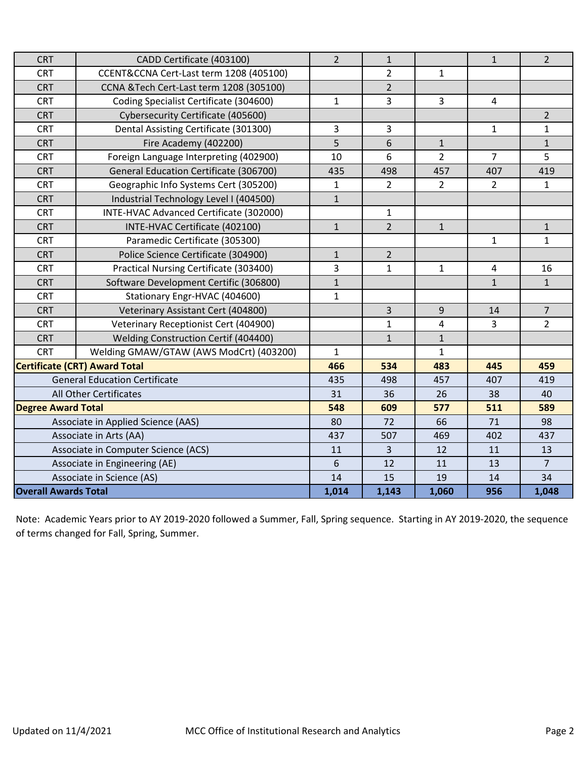| | | | | | | |
|---|---|---|---|---|---|---|
| CRT | CADD Certificate (403100) | 2 | 1 | | 1 | 2 |
| CRT | CCENT&CCNA Cert-Last term 1208 (405100) | | 2 | 1 | | |
| CRT | CCNA &Tech Cert-Last term 1208 (305100) | | 2 | | | |
| CRT | Coding Specialist Certificate (304600) | 1 | 3 | 3 | 4 | |
| CRT | Cybersecurity Certificate (405600) | | | | | 2 |
| CRT | Dental Assisting Certificate (301300) | 3 | 3 | | 1 | 1 |
| CRT | Fire Academy (402200) | 5 | 6 | 1 | | 1 |
| CRT | Foreign Language Interpreting (402900) | 10 | 6 | 2 | 7 | 5 |
| CRT | General Education Certificate (306700) | 435 | 498 | 457 | 407 | 419 |
| CRT | Geographic Info Systems Cert (305200) | 1 | 2 | 2 | 2 | 1 |
| CRT | Industrial Technology Level I (404500) | 1 | | | | |
| CRT | INTE-HVAC Advanced Certificate (302000) | | 1 | | | |
| CRT | INTE-HVAC Certificate (402100) | 1 | 2 | 1 | | 1 |
| CRT | Paramedic Certificate (305300) | | | | 1 | 1 |
| CRT | Police Science Certificate (304900) | 1 | 2 | | | |
| CRT | Practical Nursing Certificate (303400) | 3 | 1 | 1 | 4 | 16 |
| CRT | Software Development Certific (306800) | 1 | | | 1 | 1 |
| CRT | Stationary Engr-HVAC (404600) | 1 | | | | |
| CRT | Veterinary Assistant Cert (404800) | | 3 | 9 | 14 | 7 |
| CRT | Veterinary Receptionist Cert (404900) | | 1 | 4 | 3 | 2 |
| CRT | Welding Construction Certif (404400) | | 1 | 1 | | |
| CRT | Welding GMAW/GTAW (AWS ModCrt) (403200) | 1 | | 1 | | |
| **Certificate (CRT) Award Total** | | **466** | **534** | **483** | **445** | **459** |
| General Education Certificate | | 435 | 498 | 457 | 407 | 419 |
| All Other Certificates | | 31 | 36 | 26 | 38 | 40 |
| **Degree Award Total** | | **548** | **609** | **577** | **511** | **589** |
| Associate in Applied Science (AAS) | | 80 | 72 | 66 | 71 | 98 |
| Associate in Arts (AA) | | 437 | 507 | 469 | 402 | 437 |
| Associate in Computer Science (ACS) | | 11 | 3 | 12 | 11 | 13 |
| Associate in Engineering (AE) | | 6 | 12 | 11 | 13 | 7 |
| Associate in Science (AS) | | 14 | 15 | 19 | 14 | 34 |
| **Overall Awards Total** | | **1,014** | **1,143** | **1,060** | **956** | **1,048** |

Note: Academic Years prior to AY 2019-2020 followed a Summer, Fall, Spring sequence. Starting in AY 2019-2020, the sequence of terms changed for Fall, Spring, Summer.

Updated on 11/4/2021 MCC Office of Institutional Research and Analytics